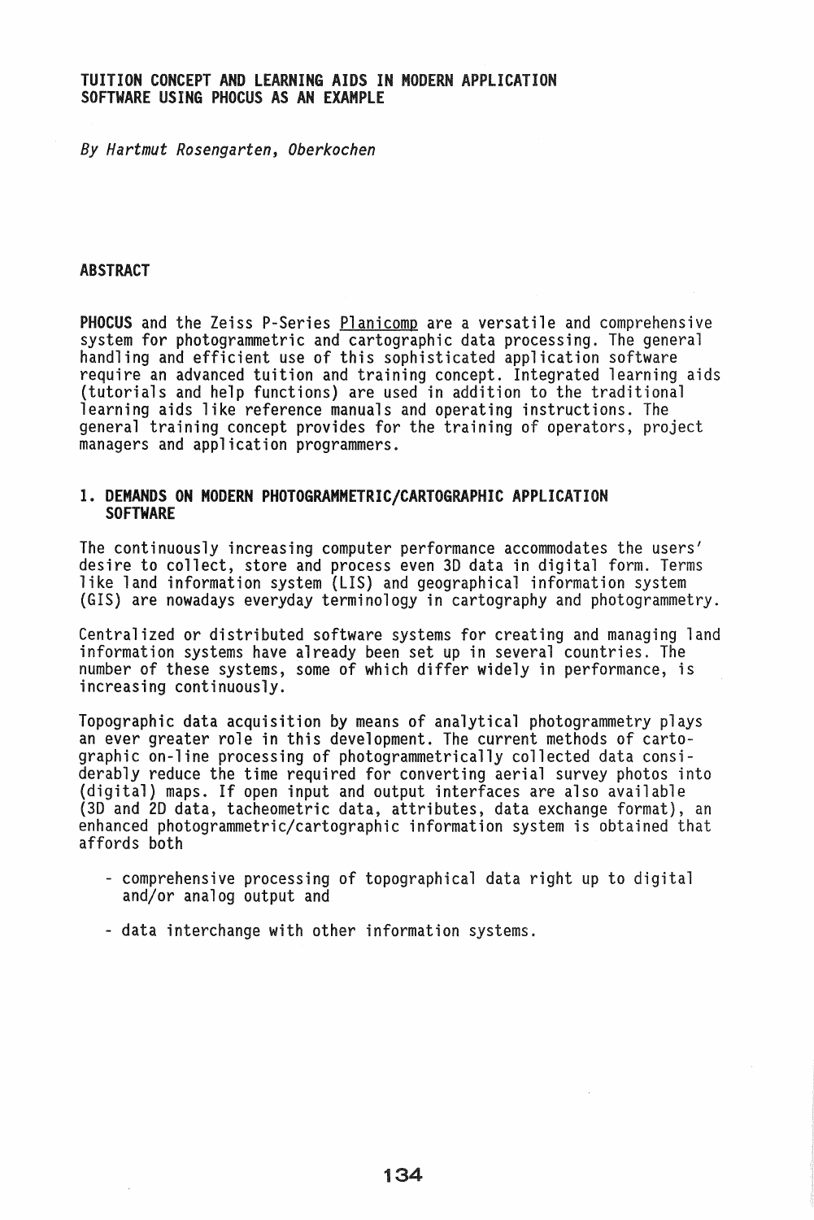# TUITION CONCEPT AND LEARNING AIDS IN MODERN APPLICATION SOFTWARE USING PHOCUS AS AN EXAMPLE

*By Hartmut Rosengarten, Oberkochen*

## ABSTRACT

**PHOCUS** and the Zeiss P-Series Planicomp are a versatile and comprehensive system for photogrammetric and cartographic data processing. The general handling and efficient use of this sophisticated application software require an advanced tuition and training concept. Integrated learning aids (tutorials and help functions) are used in addition to the traditional learning aids like reference manuals and operating instructions. The general training concept provides for the training of operators, project managers and application programmers.

## 1. DEMANDS ON MODERN PHOTOGRAMMETRIC/CARTOGRAPHIC APPLICATION SOFTWARE

The continuously increasing computer performance accommodates the users' desire to collect, store and process even 3D data in digital form. Terms like land information system (LIS) and geographical information system (GIS) are nowadays everyday terminology in cartography and photogrammetry.

Centralized or distributed software systems for creating and managing land information systems have already been set up in several countries. The number of these systems, some of which differ widely in performance, is increasing continuously.

Topographic data acquisition by means of analytical photogrammetry plays an ever greater role in this development. The current methods of cartographic on-line processing of photogrammetrically collected data considerably reduce the time required for converting aerial survey photos into (digital) maps. If open input and output interfaces are also available (3D and 2D data, tacheometric data, attributes, data exchange format), an enhanced photogrammetric/cartographic information system is obtained that affords both

- comprehensive processing of topographical data right up to digital and/or analog output and
- data interchange with other information systems.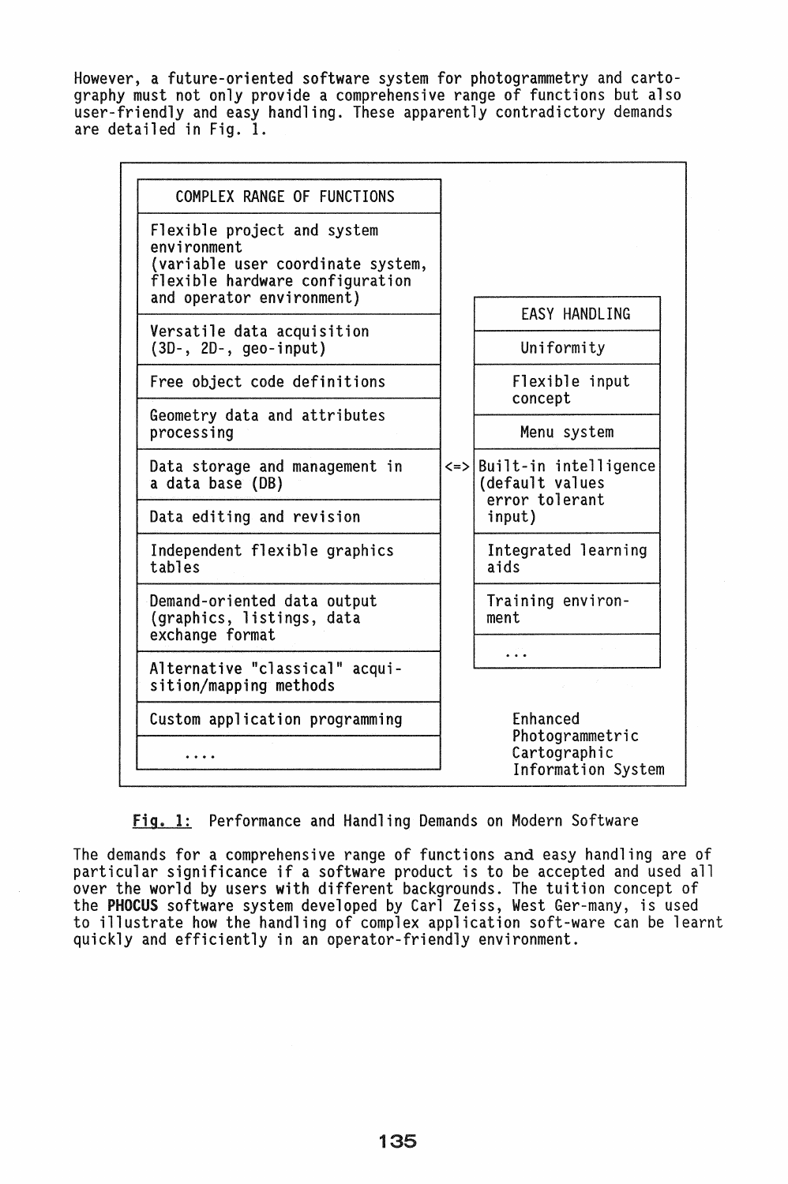However, a future-oriented software system for photogrammetry and cartography must not only provide a comprehensive range of functions but also user-friendly and easy handling. These apparently contradictory demands are detailed in Fig. 1.

| COMPLEX RANGE OF FUNCTIONS | | EASY HANDLING |
|---|---|---|
| Flexible project and system environment (variable user coordinate system, flexible hardware configuration and operator environment) | | |
| Versatile data acquisition (3D-, 2D-, geo-input) | | Uniformity |
| Free object code definitions | | Flexible input concept |
| Geometry data and attributes processing | | Menu system |
| Data storage and management in a data base (DB) | <=> | Built-in intelligence (default values error tolerant input) |
| Data editing and revision | | |
| Independent flexible graphics tables | | Integrated learning aids |
| Demand-oriented data output (graphics, listings, data exchange format | | Training environment |
| Alternative "classical" acquisition/mapping methods | | ... |
| Custom application programming | | Enhanced Photogrammetric Cartographic Information System |
| .... | | |

<u>Fig. 1:</u> Performance and Handling Demands on Modern Software

The demands for a comprehensive range of functions and easy handling are of particular significance if a software product is to be accepted and used all over the world by users with different backgrounds. The tuition concept of the **PHOCUS** software system developed by Carl Zeiss, West Ger-many, is used to illustrate how the handling of complex application soft-ware can be learnt quickly and efficiently in an operator-friendly environment.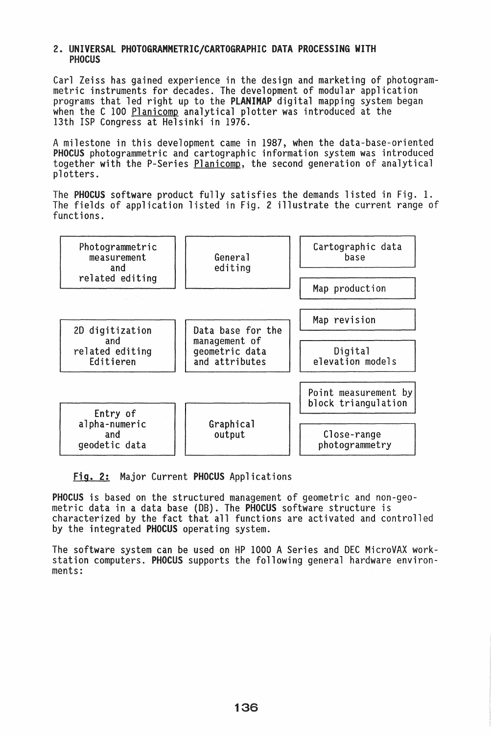## 2. UNIVERSAL PHOTOGRAMMETRIC/CARTOGRAPHIC DATA PROCESSING WITH PHOCUS

Carl Zeiss has gained experience in the design and marketing of photogrammetric instruments for decades. The development of modular application programs that led right up to the **PLANIMAP** digital mapping system began when the C 100 Planicomp analytical plotter was introduced at the 13th ISP Congress at Helsinki in 1976.

A milestone in this development came in 1987, when the data-base-oriented **PHOCUS** photogrammetric and cartographic information system was introduced together with the P-Series Planicomp, the second generation of analytical plotters.

The **PHOCUS** software product fully satisfies the demands listed in Fig. 1. The fields of application listed in Fig. 2 illustrate the current range of functions.

| | | |
|---|---|---|
| Photogrammetric measurement and related editing | General editing | Cartographic data base |
| | | Map production |
| 2D digitization and related editing Editieren | Data base for the management of geometric data and attributes | Map revision |
| | | Digital elevation models |
| Entry of alpha-numeric and geodetic data | Graphical output | Point measurement by block triangulation |
| | | Close-range photogrammetry |

**Fig. 2:** Major Current **PHOCUS** Applications

**PHOCUS** is based on the structured management of geometric and non-geometric data in a data base (DB). The **PHOCUS** software structure is characterized by the fact that all functions are activated and controlled by the integrated **PHOCUS** operating system.

The software system can be used on HP 1000 A Series and DEC MicroVAX workstation computers. **PHOCUS** supports the following general hardware environments: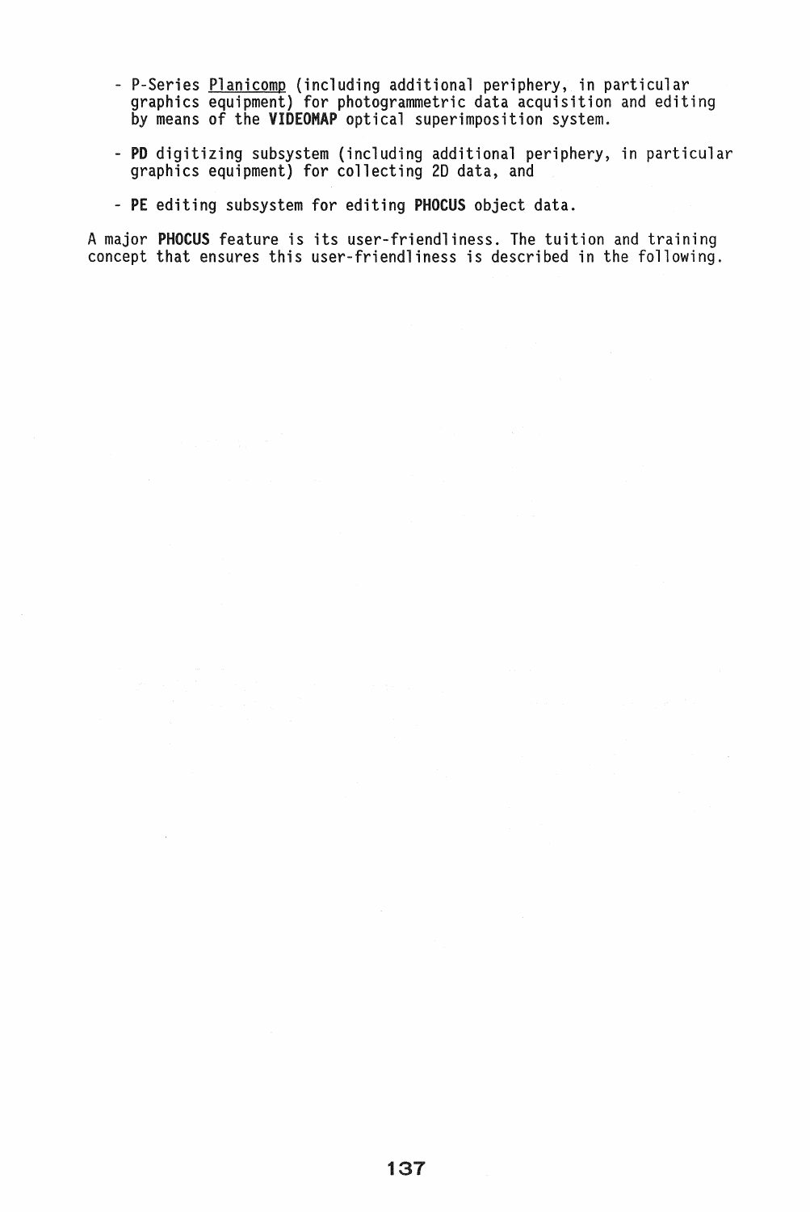- P-Series Planicomp (including additional periphery, in particular graphics equipment) for photogrammetric data acquisition and editing by means of the **VIDEOMAP** optical superimposition system.

- **PD** digitizing subsystem (including additional periphery, in particular graphics equipment) for collecting 2D data, and

- **PE** editing subsystem for editing **PHOCUS** object data.

A major **PHOCUS** feature is its user-friendliness. The tuition and training concept that ensures this user-friendliness is described in the following.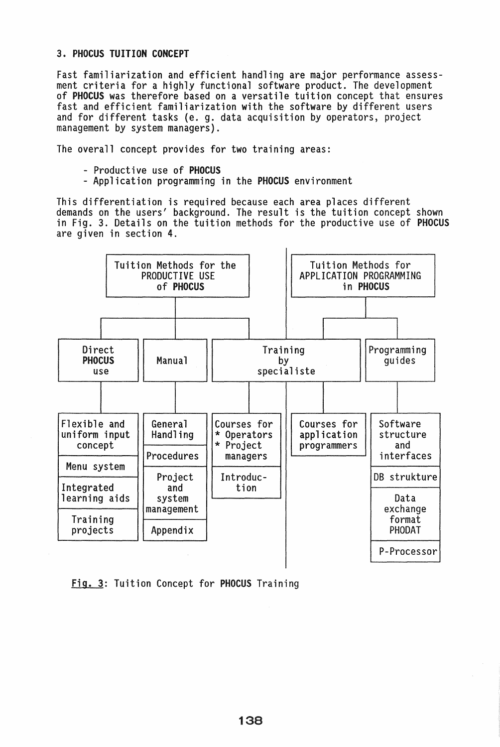### 3. PHOCUS TUITION CONCEPT

Fast familiarization and efficient handling are major performance assessment criteria for a highly functional software product. The development of **PHOCUS** was therefore based on a versatile tuition concept that ensures fast and efficient familiarization with the software by different users and for different tasks (e. g. data acquisition by operators, project management by system managers).

The overall concept provides for two training areas:

- Productive use of **PHOCUS**
- Application programming in the **PHOCUS** environment

This differentiation is required because each area places different demands on the users' background. The result is the tuition concept shown in Fig. 3. Details on the tuition methods for the productive use of **PHOCUS** are given in section 4.

Tuition Methods for the PRODUCTIVE USE of **PHOCUS**

- Direct **PHOCUS** use
  - Flexible and uniform input concept
  - Menu system
  - Integrated learning aids
  - Training projects
- Manual
  - General Handling
  - Procedures
  - Project and system management
  - Appendix
- Training by specialiste
  - Courses for
    * Operators
    * Project managers
  - Introduction

Tuition Methods for APPLICATION PROGRAMMING in **PHOCUS**

- Training by specialiste
  - Courses for application programmers
- Programming guides
  - Software structure and interfaces
  - DB strukture
  - Data exchange format PHODAT
  - P-Processor

Fig. 3: Tuition Concept for **PHOCUS** Training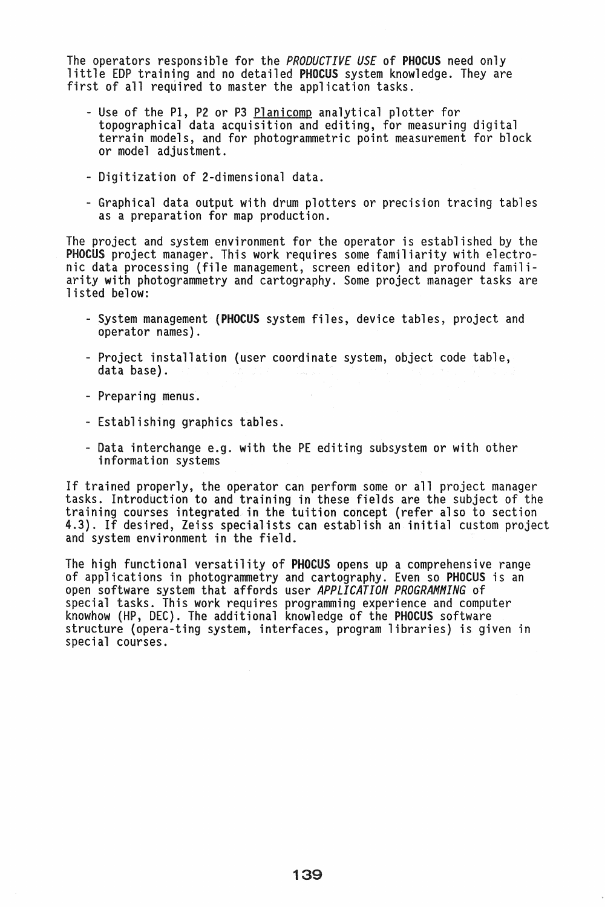The operators responsible for the *PRODUCTIVE USE* of **PHOCUS** need only little EDP training and no detailed **PHOCUS** system knowledge. They are first of all required to master the application tasks.

- Use of the P1, P2 or P3 Planicomp analytical plotter for topographical data acquisition and editing, for measuring digital terrain models, and for photogrammetric point measurement for block or model adjustment.
- Digitization of 2-dimensional data.
- Graphical data output with drum plotters or precision tracing tables as a preparation for map production.

The project and system environment for the operator is established by the **PHOCUS** project manager. This work requires some familiarity with electronic data processing (file management, screen editor) and profound familiarity with photogrammetry and cartography. Some project manager tasks are listed below:

- System management (**PHOCUS** system files, device tables, project and operator names).
- Project installation (user coordinate system, object code table, data base).
- Preparing menus.
- Establishing graphics tables.
- Data interchange e.g. with the PE editing subsystem or with other information systems

If trained properly, the operator can perform some or all project manager tasks. Introduction to and training in these fields are the subject of the training courses integrated in the tuition concept (refer also to section 4.3). If desired, Zeiss specialists can establish an initial custom project and system environment in the field.

The high functional versatility of **PHOCUS** opens up a comprehensive range of applications in photogrammetry and cartography. Even so **PHOCUS** is an open software system that affords user *APPLICATION PROGRAMMING* of special tasks. This work requires programming experience and computer knowhow (HP, DEC). The additional knowledge of the **PHOCUS** software structure (opera-ting system, interfaces, program libraries) is given in special courses.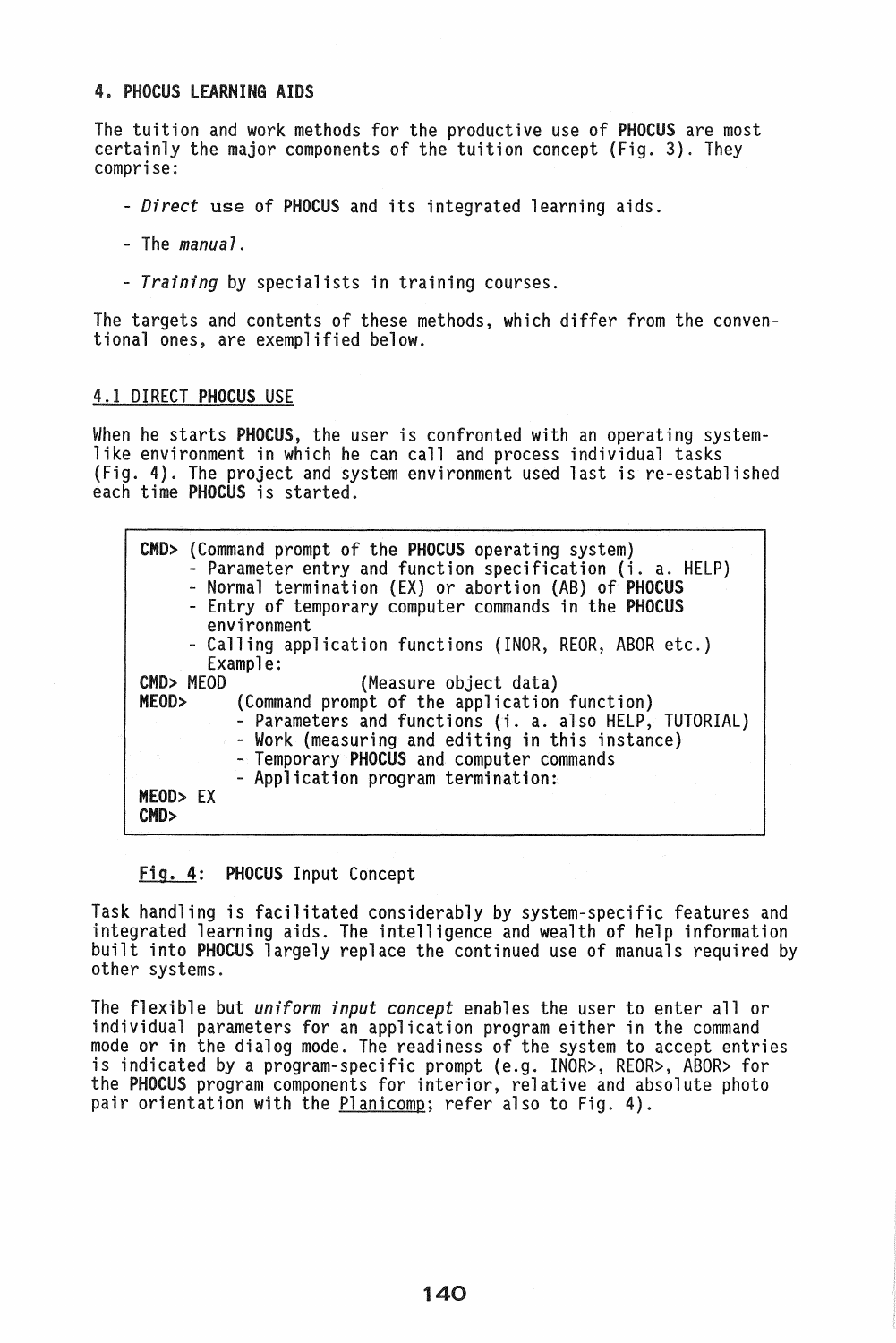## 4. PHOCUS LEARNING AIDS

The tuition and work methods for the productive use of **PHOCUS** are most certainly the major components of the tuition concept (Fig. 3). They comprise:

- *Direct* use of **PHOCUS** and its integrated learning aids.
- The *manual*.
- *Training* by specialists in training courses.

The targets and contents of these methods, which differ from the conventional ones, are exemplified below.

### 4.1 DIRECT PHOCUS USE

When he starts **PHOCUS**, the user is confronted with an operating system-like environment in which he can call and process individual tasks (Fig. 4). The project and system environment used last is re-established each time **PHOCUS** is started.

```
CMD> (Command prompt of the PHOCUS operating system)
      - Parameter entry and function specification (i. a. HELP)
      - Normal termination (EX) or abortion (AB) of PHOCUS
      - Entry of temporary computer commands in the PHOCUS
        environment
      - Calling application functions (INOR, REOR, ABOR etc.)
        Example:
CMD> MEOD              (Measure object data)
MEOD>     (Command prompt of the application function)
          - Parameters and functions (i. a. also HELP, TUTORIAL)
          - Work (measuring and editing in this instance)
          - Temporary PHOCUS and computer commands
          - Application program termination:
MEOD> EX
CMD>
```

Fig. 4: **PHOCUS** Input Concept

Task handling is facilitated considerably by system-specific features and integrated learning aids. The intelligence and wealth of help information built into **PHOCUS** largely replace the continued use of manuals required by other systems.

The flexible but *uniform input concept* enables the user to enter all or individual parameters for an application program either in the command mode or in the dialog mode. The readiness of the system to accept entries is indicated by a program-specific prompt (e.g. INOR>, REOR>, ABOR> for the **PHOCUS** program components for interior, relative and absolute photo pair orientation with the Planicomp; refer also to Fig. 4).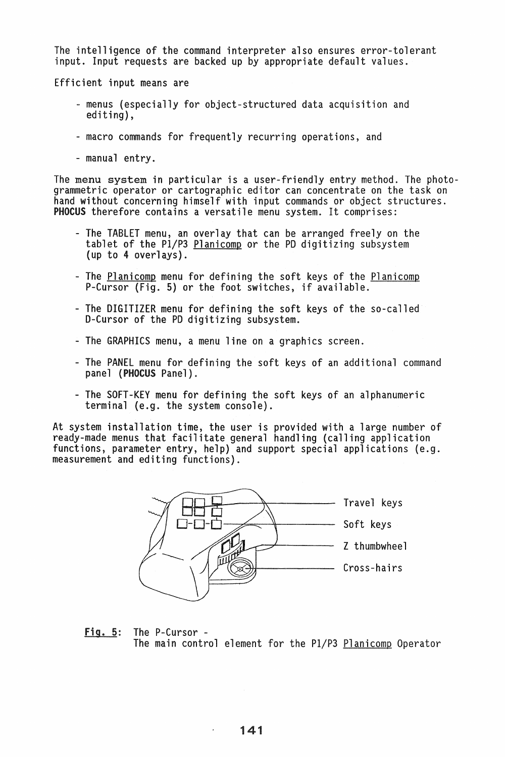The intelligence of the command interpreter also ensures error-tolerant input. Input requests are backed up by appropriate default values.

Efficient input means are

- menus (especially for object-structured data acquisition and editing),
- macro commands for frequently recurring operations, and
- manual entry.

The **menu system** in particular is a user-friendly entry method. The photogrammetric operator or cartographic editor can concentrate on the task on hand without concerning himself with input commands or object structures. **PHOCUS** therefore contains a versatile menu system. It comprises:

- The TABLET menu, an overlay that can be arranged freely on the tablet of the P1/P3 Planicomp or the PD digitizing subsystem (up to 4 overlays).
- The Planicomp menu for defining the soft keys of the Planicomp P-Cursor (Fig. 5) or the foot switches, if available.
- The DIGITIZER menu for defining the soft keys of the so-called D-Cursor of the PD digitizing subsystem.
- The GRAPHICS menu, a menu line on a graphics screen.
- The PANEL menu for defining the soft keys of an additional command panel (**PHOCUS** Panel).
- The SOFT-KEY menu for defining the soft keys of an alphanumeric terminal (e.g. the system console).

At system installation time, the user is provided with a large number of ready-made menus that facilitate general handling (calling application functions, parameter entry, help) and support special applications (e.g. measurement and editing functions).

Travel keys

Soft keys

Z thumbwheel

Cross-hairs

Fig. 5: The P-Cursor - The main control element for the P1/P3 Planicomp Operator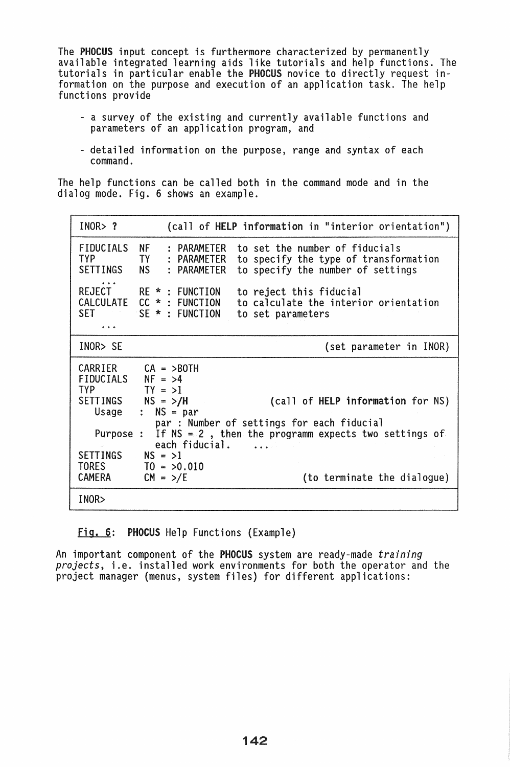The **PHOCUS** input concept is furthermore characterized by permanently available integrated learning aids like tutorials and help functions. The tutorials in particular enable the **PHOCUS** novice to directly request information on the purpose and execution of an application task. The help functions provide

- a survey of the existing and currently available functions and parameters of an application program, and
- detailed information on the purpose, range and syntax of each command.

The help functions can be called both in the command mode and in the dialog mode. Fig. 6 shows an example.

```
INOR> ?            (call of HELP information in "interior orientation")
---------------------------------------------------------------------------
FIDUCIALS  NF   : PARAMETER  to set the number of fiducials
TYP        TY   : PARAMETER  to specify the type of transformation
SETTINGS   NS   : PARAMETER  to specify the number of settings
   ...
REJECT     RE * : FUNCTION   to reject this fiducial
CALCULATE  CC * : FUNCTION   to calculate the interior orientation
SET        SE * : FUNCTION   to set parameters
   ...
---------------------------------------------------------------------------
INOR> SE                                         (set parameter in INOR)
---------------------------------------------------------------------------
CARRIER    CA = >BOTH
FIDUCIALS  NF = >4
TYP        TY = >1
SETTINGS   NS = >/H                  (call of HELP information for NS)
   Usage   :  NS = par
              par : Number of settings for each fiducial
   Purpose :  If NS = 2 , then the programm expects two settings of
              each fiducial.    ...
SETTINGS   NS = >1
TORES      TO = >0.010
CAMERA     CM = >/E                         (to terminate the dialogue)
---------------------------------------------------------------------------
INOR>
```

Fig. 6: **PHOCUS** Help Functions (Example)

An important component of the **PHOCUS** system are ready-made *training projects*, i.e. installed work environments for both the operator and the project manager (menus, system files) for different applications: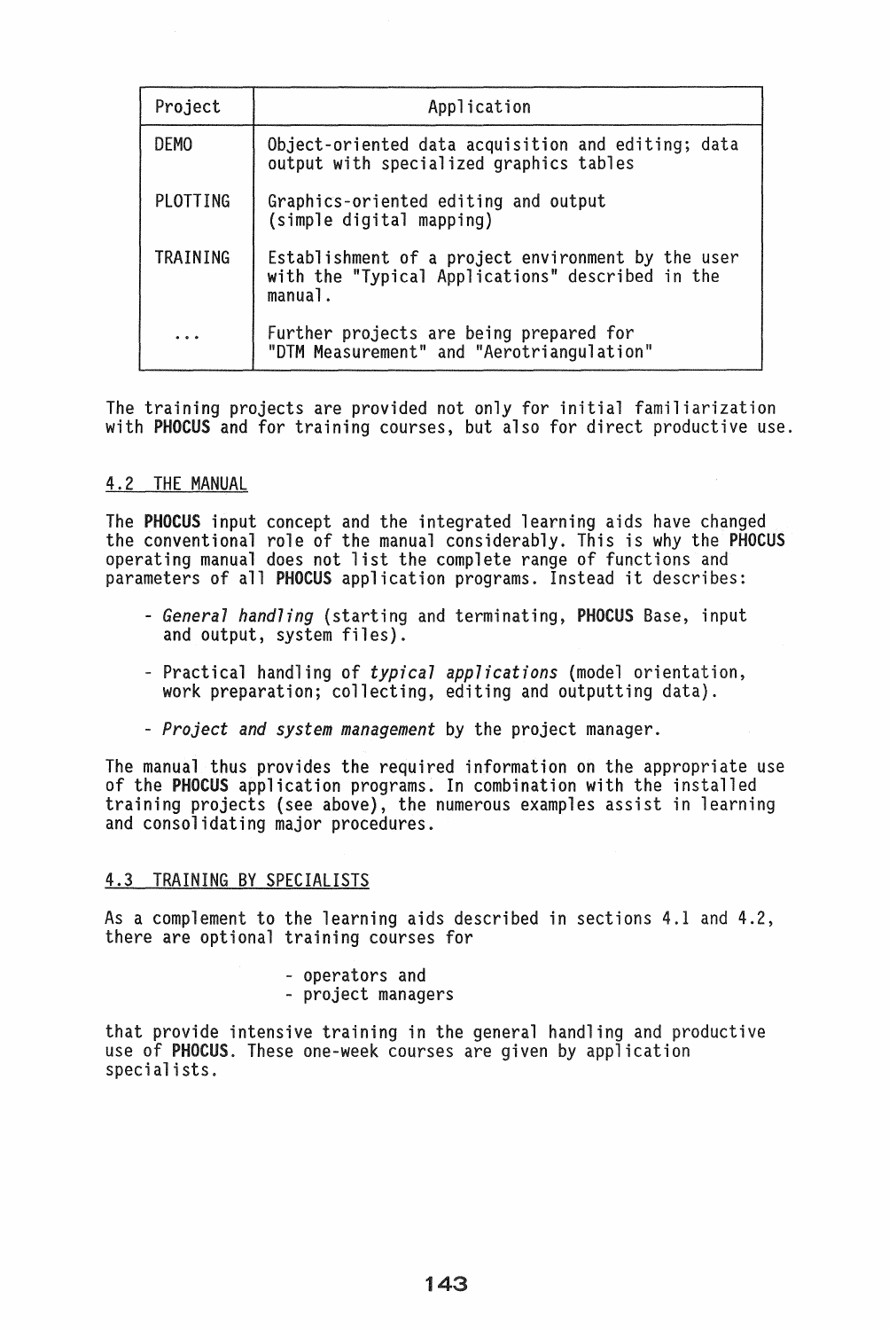| Project | Application |
|---|---|
| DEMO | Object-oriented data acquisition and editing; data output with specialized graphics tables |
| PLOTTING | Graphics-oriented editing and output (simple digital mapping) |
| TRAINING | Establishment of a project environment by the user with the "Typical Applications" described in the manual. |
| ... | Further projects are being prepared for "DTM Measurement" and "Aerotriangulation" |

The training projects are provided not only for initial familiarization with **PHOCUS** and for training courses, but also for direct productive use.

## 4.2 THE MANUAL

The **PHOCUS** input concept and the integrated learning aids have changed the conventional role of the manual considerably. This is why the **PHOCUS** operating manual does not list the complete range of functions and parameters of all **PHOCUS** application programs. Instead it describes:

- *General handling* (starting and terminating, **PHOCUS** Base, input and output, system files).

- Practical handling of *typical applications* (model orientation, work preparation; collecting, editing and outputting data).

- *Project and system management* by the project manager.

The manual thus provides the required information on the appropriate use of the **PHOCUS** application programs. In combination with the installed training projects (see above), the numerous examples assist in learning and consolidating major procedures.

## 4.3 TRAINING BY SPECIALISTS

As a complement to the learning aids described in sections 4.1 and 4.2, there are optional training courses for

- operators and
- project managers

that provide intensive training in the general handling and productive use of **PHOCUS**. These one-week courses are given by application specialists.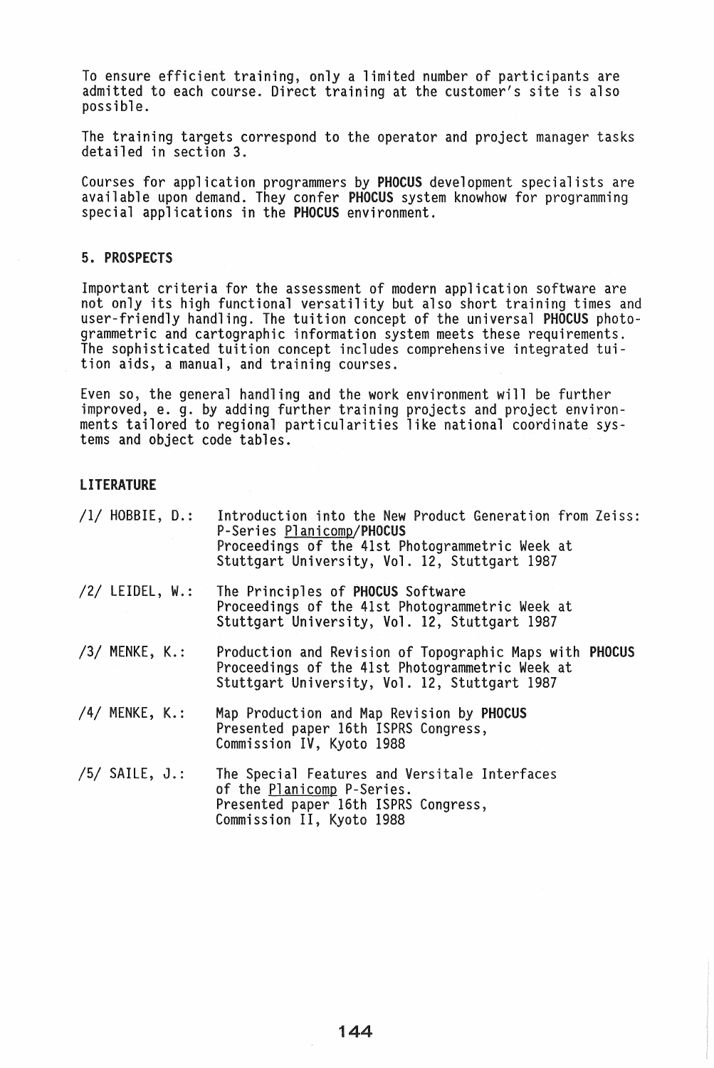To ensure efficient training, only a limited number of participants are admitted to each course. Direct training at the customer's site is also possible.

The training targets correspond to the operator and project manager tasks detailed in section 3.

Courses for application programmers by **PHOCUS** development specialists are available upon demand. They confer **PHOCUS** system knowhow for programming special applications in the **PHOCUS** environment.

## 5. PROSPECTS

Important criteria for the assessment of modern application software are not only its high functional versatility but also short training times and user-friendly handling. The tuition concept of the universal **PHOCUS** photogrammetric and cartographic information system meets these requirements. The sophisticated tuition concept includes comprehensive integrated tuition aids, a manual, and training courses.

Even so, the general handling and the work environment will be further improved, e. g. by adding further training projects and project environments tailored to regional particularities like national coordinate systems and object code tables.

## LITERATURE

/1/ HOBBIE, D.: Introduction into the New Product Generation from Zeiss: P-Series Planicomp/**PHOCUS**
Proceedings of the 41st Photogrammetric Week at Stuttgart University, Vol. 12, Stuttgart 1987

/2/ LEIDEL, W.: The Principles of **PHOCUS** Software
Proceedings of the 41st Photogrammetric Week at Stuttgart University, Vol. 12, Stuttgart 1987

/3/ MENKE, K.: Production and Revision of Topographic Maps with **PHOCUS**
Proceedings of the 41st Photogrammetric Week at Stuttgart University, Vol. 12, Stuttgart 1987

/4/ MENKE, K.: Map Production and Map Revision by **PHOCUS**
Presented paper 16th ISPRS Congress, Commission IV, Kyoto 1988

/5/ SAILE, J.: The Special Features and Versitale Interfaces of the Planicomp P-Series.
Presented paper 16th ISPRS Congress, Commission II, Kyoto 1988